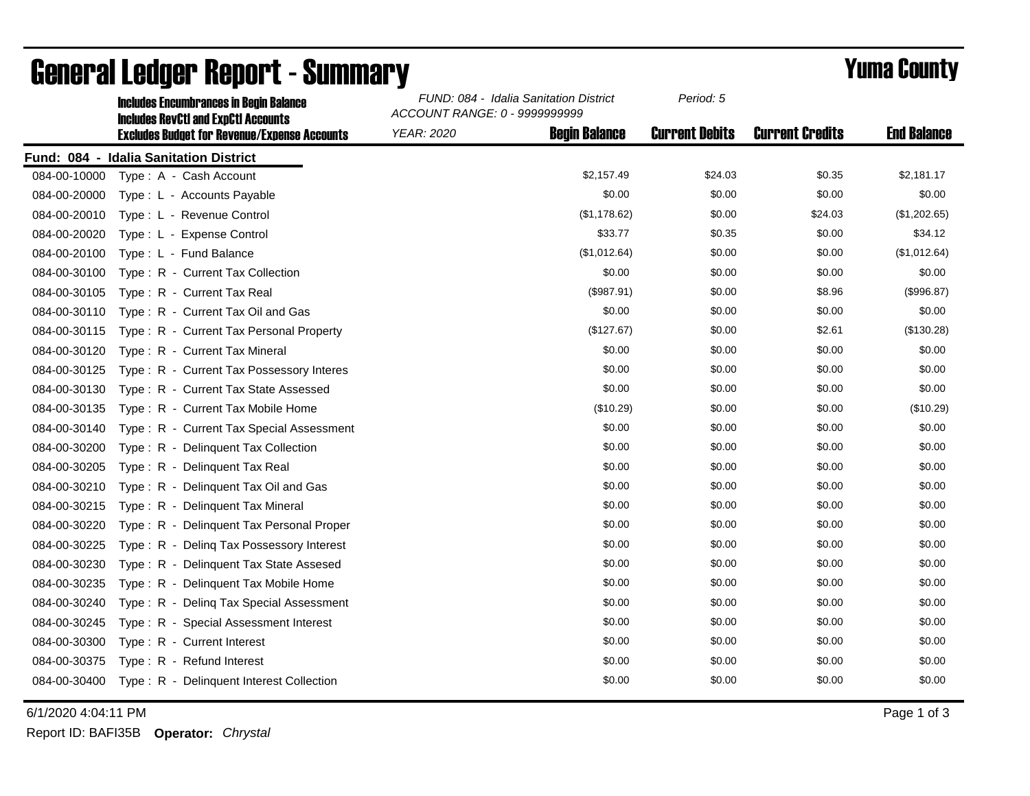# General Ledger Report - Summary

**Yuma County**

**Includes Encumbrances in Begin Balance**
**Includes RevCtl and ExpCtl Accounts**
**Excludes Budget for Revenue/Expense Accounts**

*FUND: 084 - Idalia Sanitation District*
*ACCOUNT RANGE: 0 - 9999999999*
*YEAR: 2020*
*Period: 5*

**Fund: 084 - Idalia Sanitation District**

| Account | Description | Begin Balance | Current Debits | Current Credits | End Balance |
|---|---|---|---|---|---|
| 084-00-10000 | Type : A - Cash Account | $2,157.49 | $24.03 | $0.35 | $2,181.17 |
| 084-00-20000 | Type : L - Accounts Payable | $0.00 | $0.00 | $0.00 | $0.00 |
| 084-00-20010 | Type : L - Revenue Control | ($1,178.62) | $0.00 | $24.03 | ($1,202.65) |
| 084-00-20020 | Type : L - Expense Control | $33.77 | $0.35 | $0.00 | $34.12 |
| 084-00-20100 | Type : L - Fund Balance | ($1,012.64) | $0.00 | $0.00 | ($1,012.64) |
| 084-00-30100 | Type : R - Current Tax Collection | $0.00 | $0.00 | $0.00 | $0.00 |
| 084-00-30105 | Type : R - Current Tax Real | ($987.91) | $0.00 | $8.96 | ($996.87) |
| 084-00-30110 | Type : R - Current Tax Oil and Gas | $0.00 | $0.00 | $0.00 | $0.00 |
| 084-00-30115 | Type : R - Current Tax Personal Property | ($127.67) | $0.00 | $2.61 | ($130.28) |
| 084-00-30120 | Type : R - Current Tax Mineral | $0.00 | $0.00 | $0.00 | $0.00 |
| 084-00-30125 | Type : R - Current Tax Possessory Interes | $0.00 | $0.00 | $0.00 | $0.00 |
| 084-00-30130 | Type : R - Current Tax State Assessed | $0.00 | $0.00 | $0.00 | $0.00 |
| 084-00-30135 | Type : R - Current Tax Mobile Home | ($10.29) | $0.00 | $0.00 | ($10.29) |
| 084-00-30140 | Type : R - Current Tax Special Assessment | $0.00 | $0.00 | $0.00 | $0.00 |
| 084-00-30200 | Type : R - Delinquent Tax Collection | $0.00 | $0.00 | $0.00 | $0.00 |
| 084-00-30205 | Type : R - Delinquent Tax Real | $0.00 | $0.00 | $0.00 | $0.00 |
| 084-00-30210 | Type : R - Delinquent Tax Oil and Gas | $0.00 | $0.00 | $0.00 | $0.00 |
| 084-00-30215 | Type : R - Delinquent Tax Mineral | $0.00 | $0.00 | $0.00 | $0.00 |
| 084-00-30220 | Type : R - Delinquent Tax Personal Proper | $0.00 | $0.00 | $0.00 | $0.00 |
| 084-00-30225 | Type : R - Delinq Tax Possessory Interest | $0.00 | $0.00 | $0.00 | $0.00 |
| 084-00-30230 | Type : R - Delinquent Tax State Assesed | $0.00 | $0.00 | $0.00 | $0.00 |
| 084-00-30235 | Type : R - Delinquent Tax Mobile Home | $0.00 | $0.00 | $0.00 | $0.00 |
| 084-00-30240 | Type : R - Delinq Tax Special Assessment | $0.00 | $0.00 | $0.00 | $0.00 |
| 084-00-30245 | Type : R - Special Assessment Interest | $0.00 | $0.00 | $0.00 | $0.00 |
| 084-00-30300 | Type : R - Current Interest | $0.00 | $0.00 | $0.00 | $0.00 |
| 084-00-30375 | Type : R - Refund Interest | $0.00 | $0.00 | $0.00 | $0.00 |
| 084-00-30400 | Type : R - Delinquent Interest Collection | $0.00 | $0.00 | $0.00 | $0.00 |

6/1/2020 4:04:11 PM

Report ID: BAFI35B **Operator:** *Chrystal*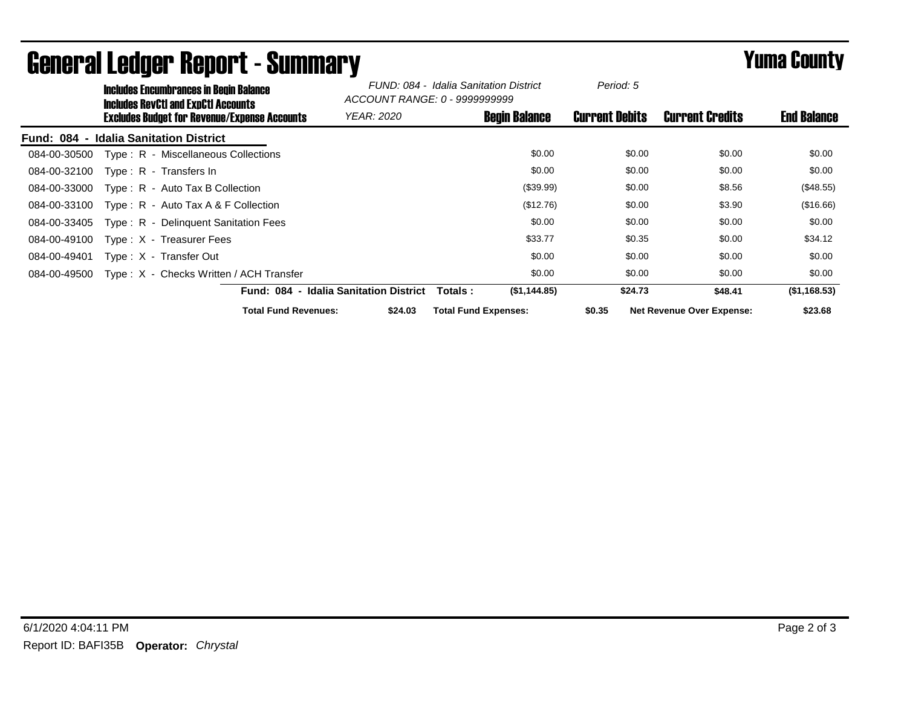# General Ledger Report - Summary

## Yuma County

**Includes Encumbrances in Begin Balance**
**Includes RevCtl and ExpCtl Accounts**
**Excludes Budget for Revenue/Expense Accounts**

*FUND: 084 - Idalia Sanitation District*
*ACCOUNT RANGE: 0 - 9999999999*
*YEAR: 2020*
*Period: 5*

**Fund: 084 - Idalia Sanitation District**

| Account | Description | Begin Balance | Current Debits | Current Credits | End Balance |
|---|---|---|---|---|---|
| 084-00-30500 | Type : R - Miscellaneous Collections | $0.00 | $0.00 | $0.00 | $0.00 |
| 084-00-32100 | Type : R - Transfers In | $0.00 | $0.00 | $0.00 | $0.00 |
| 084-00-33000 | Type : R - Auto Tax B Collection | ($39.99) | $0.00 | $8.56 | ($48.55) |
| 084-00-33100 | Type : R - Auto Tax A & F Collection | ($12.76) | $0.00 | $3.90 | ($16.66) |
| 084-00-33405 | Type : R - Delinquent Sanitation Fees | $0.00 | $0.00 | $0.00 | $0.00 |
| 084-00-49100 | Type : X - Treasurer Fees | $33.77 | $0.35 | $0.00 | $34.12 |
| 084-00-49401 | Type : X - Transfer Out | $0.00 | $0.00 | $0.00 | $0.00 |
| 084-00-49500 | Type : X - Checks Written / ACH Transfer | $0.00 | $0.00 | $0.00 | $0.00 |
| | **Fund: 084 - Idalia Sanitation District Totals :** | **($1,144.85)** | **$24.73** | **$48.41** | **($1,168.53)** |

**Total Fund Revenues:** **$24.03** **Total Fund Expenses:** **$0.35** **Net Revenue Over Expense:** **$23.68**

6/1/2020 4:04:11 PM

Report ID: BAFI35B **Operator:** *Chrystal*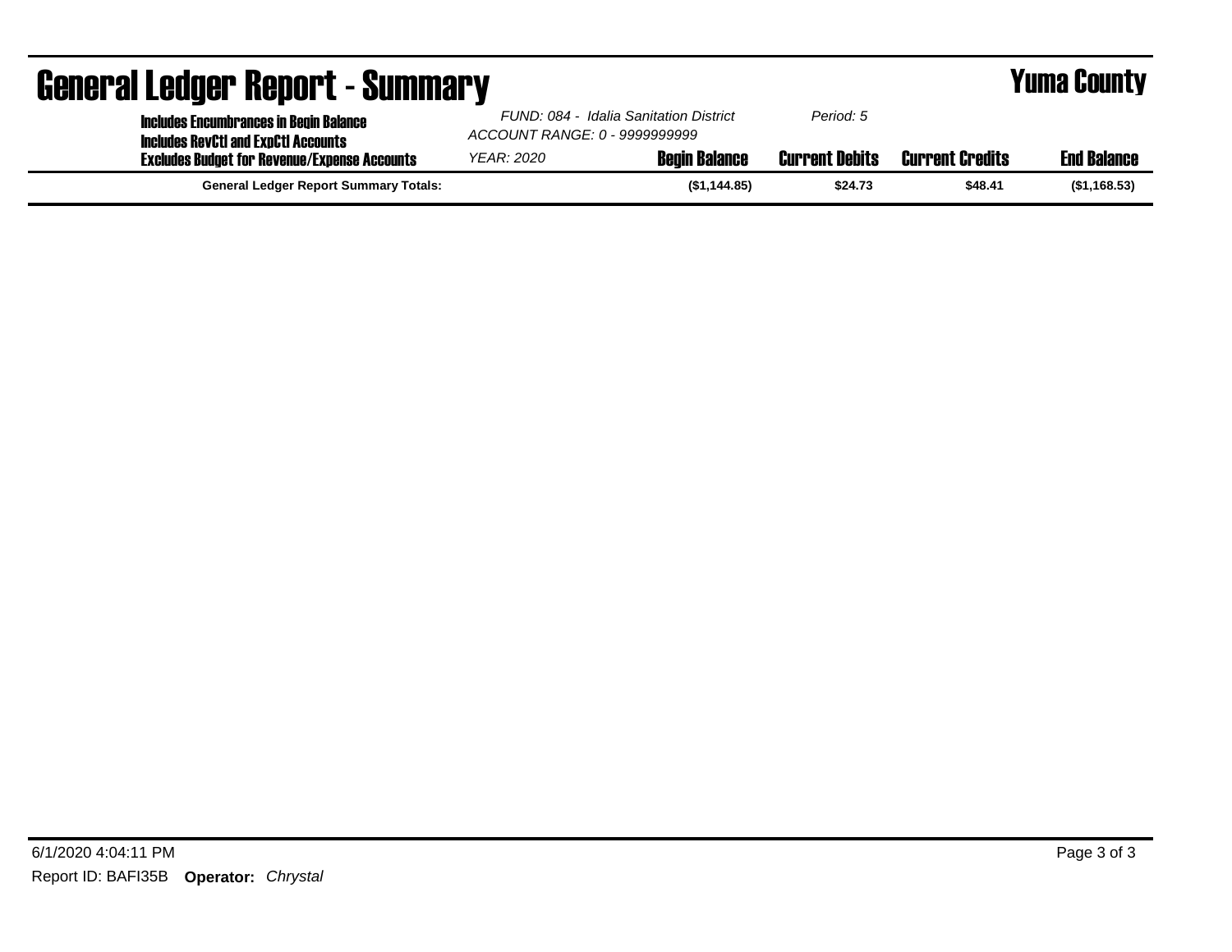# General Ledger Report - Summary

**Yuma County**

**Includes Encumbrances in Begin Balance**
**Includes RevCtl and ExpCtl Accounts**
**Excludes Budget for Revenue/Expense Accounts**

*FUND: 084 - Idalia Sanitation District*
*ACCOUNT RANGE: 0 - 9999999999*
*YEAR: 2020*

*Period: 5*

| | Begin Balance | Current Debits | Current Credits | End Balance |
|---|---|---|---|---|
| **General Ledger Report Summary Totals:** | **($1,144.85)** | **$24.73** | **$48.41** | **($1,168.53)** |

6/1/2020 4:04:11 PM

Report ID: BAFI35B **Operator:** *Chrystal*